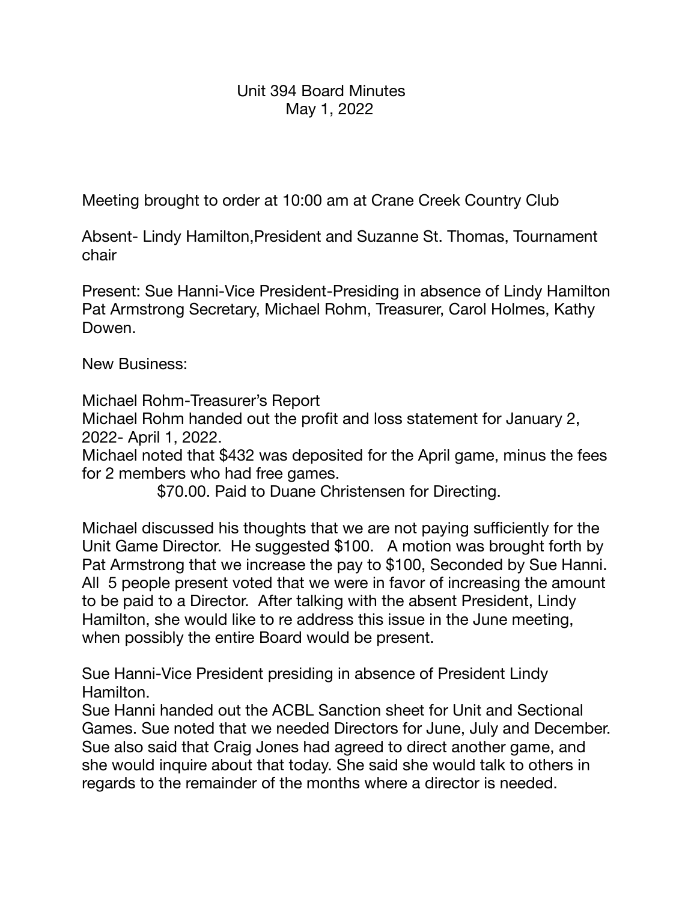# Unit 394 Board Minutes
## May 1, 2022

Meeting brought to order at 10:00 am at Crane Creek Country Club

Absent- Lindy Hamilton,President and Suzanne St. Thomas, Tournament chair

Present: Sue Hanni-Vice President-Presiding in absence of Lindy Hamilton Pat Armstrong Secretary, Michael Rohm, Treasurer, Carol Holmes, Kathy Dowen.

New Business:

Michael Rohm-Treasurer's Report
Michael Rohm handed out the profit and loss statement for January 2, 2022- April 1, 2022.
Michael noted that $432 was deposited for the April game, minus the fees for 2 members who had free games.
$70.00. Paid to Duane Christensen for Directing.

Michael discussed his thoughts that we are not paying sufficiently for the Unit Game Director. He suggested $100. A motion was brought forth by Pat Armstrong that we increase the pay to $100, Seconded by Sue Hanni. All 5 people present voted that we were in favor of increasing the amount to be paid to a Director. After talking with the absent President, Lindy Hamilton, she would like to re address this issue in the June meeting, when possibly the entire Board would be present.

Sue Hanni-Vice President presiding in absence of President Lindy Hamilton.
Sue Hanni handed out the ACBL Sanction sheet for Unit and Sectional Games. Sue noted that we needed Directors for June, July and December. Sue also said that Craig Jones had agreed to direct another game, and she would inquire about that today. She said she would talk to others in regards to the remainder of the months where a director is needed.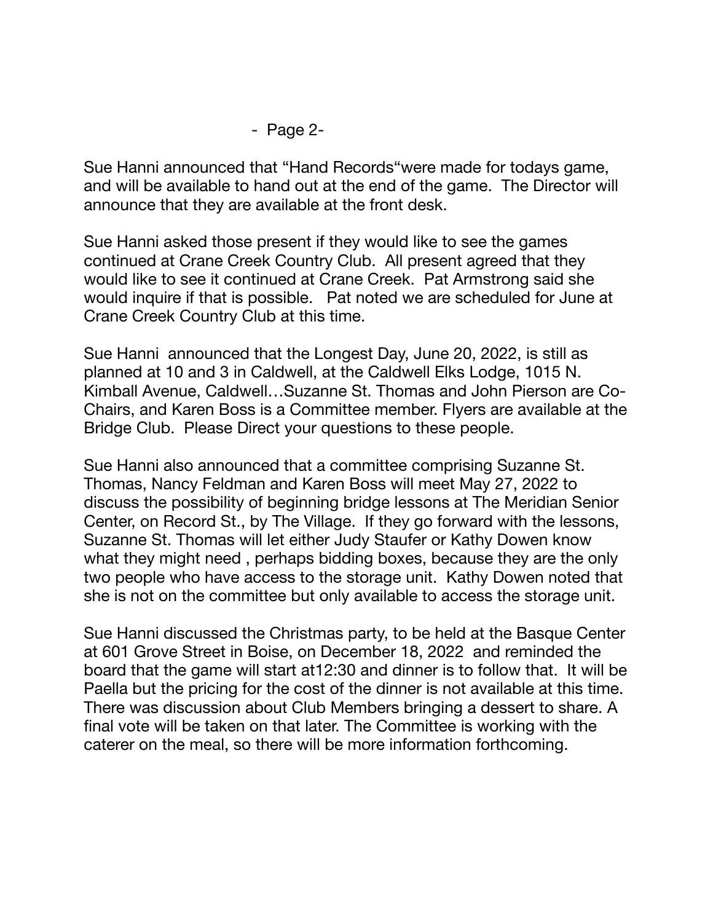Sue Hanni announced that “Hand Records“were made for todays game, and will be available to hand out at the end of the game.  The Director will announce that they are available at the front desk.

Sue Hanni asked those present if they would like to see the games continued at Crane Creek Country Club.  All present agreed that they would like to see it continued at Crane Creek.  Pat Armstrong said she would inquire if that is possible.   Pat noted we are scheduled for June at Crane Creek Country Club at this time.

Sue Hanni  announced that the Longest Day, June 20, 2022, is still as planned at 10 and 3 in Caldwell, at the Caldwell Elks Lodge, 1015 N. Kimball Avenue, Caldwell…Suzanne St. Thomas and John Pierson are Co-Chairs, and Karen Boss is a Committee member. Flyers are available at the Bridge Club.  Please Direct your questions to these people.

Sue Hanni also announced that a committee comprising Suzanne St. Thomas, Nancy Feldman and Karen Boss will meet May 27, 2022 to discuss the possibility of beginning bridge lessons at The Meridian Senior Center, on Record St., by The Village.  If they go forward with the lessons, Suzanne St. Thomas will let either Judy Staufer or Kathy Dowen know what they might need , perhaps bidding boxes, because they are the only two people who have access to the storage unit.  Kathy Dowen noted that she is not on the committee but only available to access the storage unit.

Sue Hanni discussed the Christmas party, to be held at the Basque Center at 601 Grove Street in Boise, on December 18, 2022  and reminded the board that the game will start at12:30 and dinner is to follow that.  It will be Paella but the pricing for the cost of the dinner is not available at this time. There was discussion about Club Members bringing a dessert to share. A final vote will be taken on that later. The Committee is working with the caterer on the meal, so there will be more information forthcoming.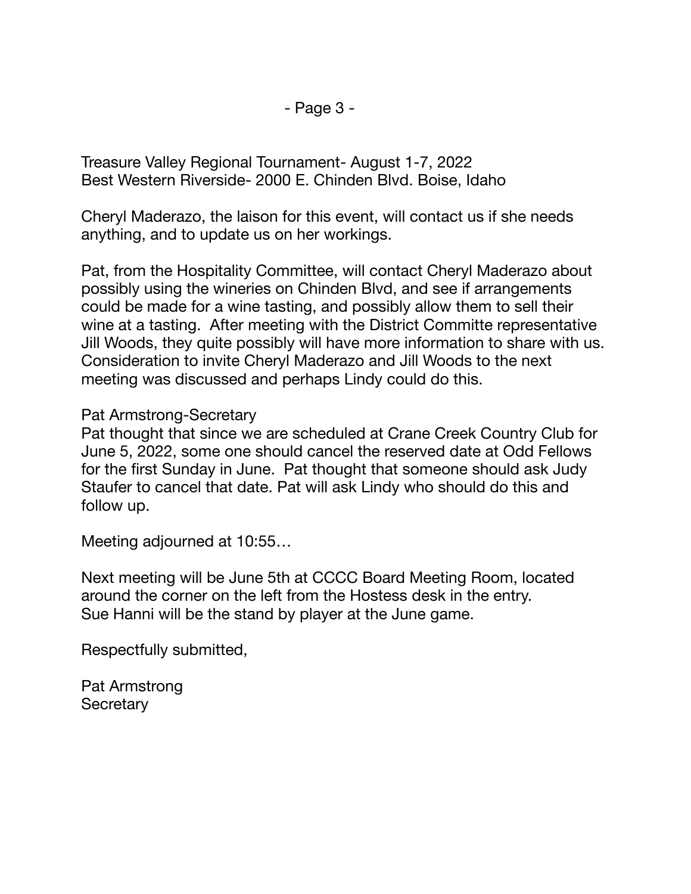Treasure Valley Regional Tournament- August 1-7, 2022
Best Western Riverside- 2000 E. Chinden Blvd. Boise, Idaho

Cheryl Maderazo, the laison for this event, will contact us if she needs anything, and to update us on her workings.

Pat, from the Hospitality Committee, will contact Cheryl Maderazo about possibly using the wineries on Chinden Blvd, and see if arrangements could be made for a wine tasting, and possibly allow them to sell their wine at a tasting. After meeting with the District Committe representative Jill Woods, they quite possibly will have more information to share with us. Consideration to invite Cheryl Maderazo and Jill Woods to the next meeting was discussed and perhaps Lindy could do this.

Pat Armstrong-Secretary
Pat thought that since we are scheduled at Crane Creek Country Club for June 5, 2022, some one should cancel the reserved date at Odd Fellows for the first Sunday in June. Pat thought that someone should ask Judy Staufer to cancel that date. Pat will ask Lindy who should do this and follow up.

Meeting adjourned at 10:55…

Next meeting will be June 5th at CCCC Board Meeting Room, located around the corner on the left from the Hostess desk in the entry.
Sue Hanni will be the stand by player at the June game.

Respectfully submitted,

Pat Armstrong
Secretary